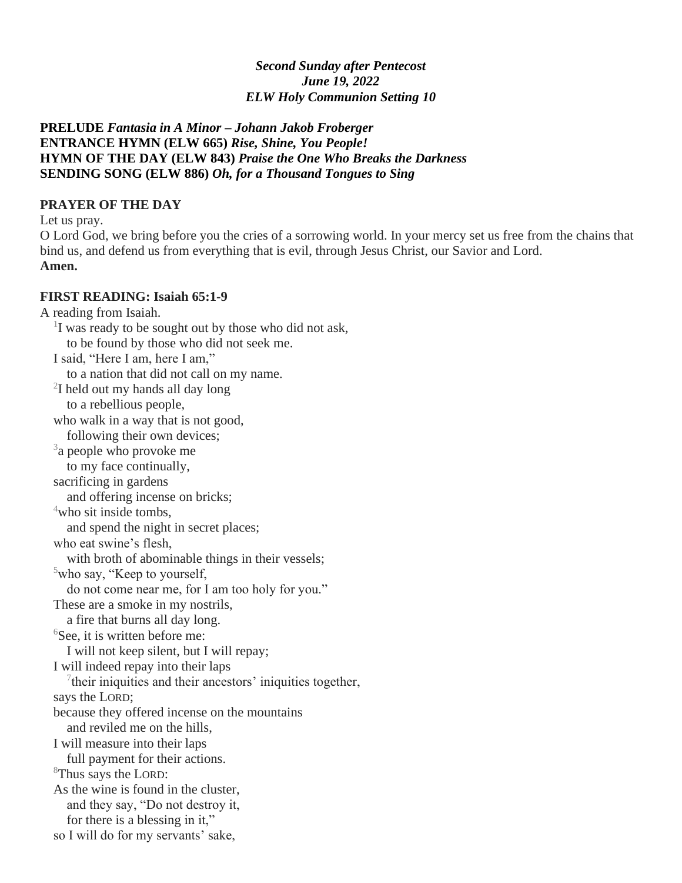***Second Sunday after Pentecost***
***June 19, 2022***
***ELW Holy Communion Setting 10***

**PRELUDE** ***Fantasia in A Minor – Johann Jakob Froberger***
**ENTRANCE HYMN (ELW 665)** ***Rise, Shine, You People!***
**HYMN OF THE DAY (ELW 843)** ***Praise the One Who Breaks the Darkness***
**SENDING SONG (ELW 886)** ***Oh, for a Thousand Tongues to Sing***

**PRAYER OF THE DAY**

Let us pray.

O Lord God, we bring before you the cries of a sorrowing world. In your mercy set us free from the chains that bind us, and defend us from everything that is evil, through Jesus Christ, our Savior and Lord.
**Amen.**

**FIRST READING: Isaiah 65:1-9**

A reading from Isaiah.

[1]I was ready to be sought out by those who did not ask,
to be found by those who did not seek me.
I said, "Here I am, here I am,"
to a nation that did not call on my name.
[2]I held out my hands all day long
to a rebellious people,
who walk in a way that is not good,
following their own devices;
[3]a people who provoke me
to my face continually,
sacrificing in gardens
and offering incense on bricks;
[4]who sit inside tombs,
and spend the night in secret places;
who eat swine's flesh,
with broth of abominable things in their vessels;
[5]who say, "Keep to yourself,
do not come near me, for I am too holy for you."
These are a smoke in my nostrils,
a fire that burns all day long.
[6]See, it is written before me:
I will not keep silent, but I will repay;
I will indeed repay into their laps
[7]their iniquities and their ancestors' iniquities together,
says the LORD;
because they offered incense on the mountains
and reviled me on the hills,
I will measure into their laps
full payment for their actions.
[8]Thus says the LORD:
As the wine is found in the cluster,
and they say, "Do not destroy it,
for there is a blessing in it,"
so I will do for my servants' sake,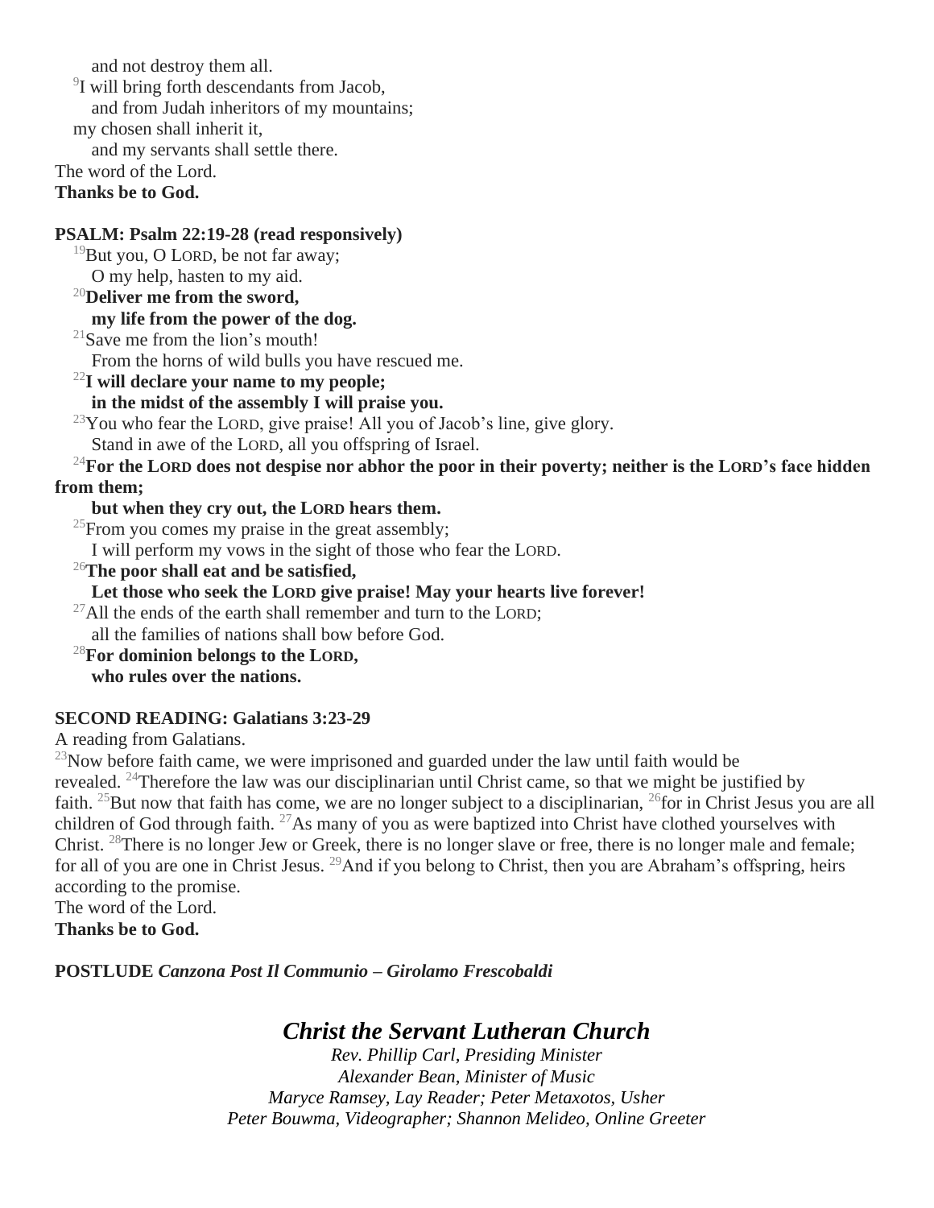and not destroy them all.
[9]I will bring forth descendants from Jacob,
and from Judah inheritors of my mountains;
my chosen shall inherit it,
and my servants shall settle there.
The word of the Lord.
**Thanks be to God.**

**PSALM: Psalm 22:19-28 (read responsively)**

[19]But you, O LORD, be not far away;
O my help, hasten to my aid.
[20]**Deliver me from the sword,**
**my life from the power of the dog.**
[21]Save me from the lion's mouth!
From the horns of wild bulls you have rescued me.
[22]**I will declare your name to my people;**
**in the midst of the assembly I will praise you.**
[23]You who fear the LORD, give praise! All you of Jacob's line, give glory.
Stand in awe of the LORD, all you offspring of Israel.
[24]**For the LORD does not despise nor abhor the poor in their poverty; neither is the LORD's face hidden from them;**
**but when they cry out, the LORD hears them.**
[25]From you comes my praise in the great assembly;
I will perform my vows in the sight of those who fear the LORD.
[26]**The poor shall eat and be satisfied,**
**Let those who seek the LORD give praise! May your hearts live forever!**
[27]All the ends of the earth shall remember and turn to the LORD;
all the families of nations shall bow before God.
[28]**For dominion belongs to the LORD,**
**who rules over the nations.**

**SECOND READING: Galatians 3:23-29**

A reading from Galatians.
[23]Now before faith came, we were imprisoned and guarded under the law until faith would be revealed. [24]Therefore the law was our disciplinarian until Christ came, so that we might be justified by faith. [25]But now that faith has come, we are no longer subject to a disciplinarian, [26]for in Christ Jesus you are all children of God through faith. [27]As many of you as were baptized into Christ have clothed yourselves with Christ. [28]There is no longer Jew or Greek, there is no longer slave or free, there is no longer male and female; for all of you are one in Christ Jesus. [29]And if you belong to Christ, then you are Abraham's offspring, heirs according to the promise.
The word of the Lord.
**Thanks be to God.**

**POSTLUDE** ***Canzona Post Il Communio – Girolamo Frescobaldi***

## *Christ the Servant Lutheran Church*

*Rev. Phillip Carl, Presiding Minister*
*Alexander Bean, Minister of Music*
*Maryce Ramsey, Lay Reader; Peter Metaxotos, Usher*
*Peter Bouwma, Videographer; Shannon Melideo, Online Greeter*